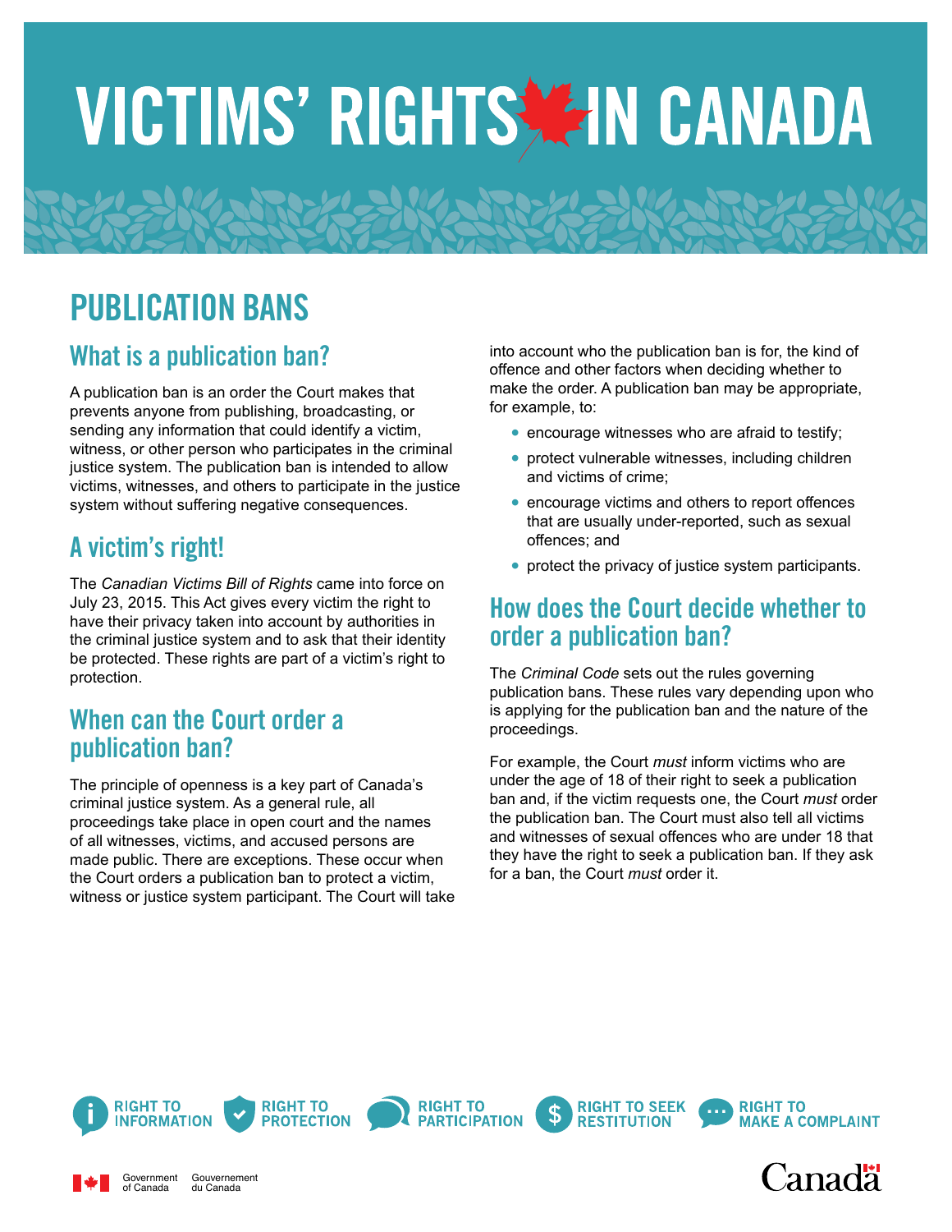# VICTIMS' RIGHTS IN CANADA

## PUBLICATION BANS

### What is a publication ban?

A publication ban is an order the Court makes that prevents anyone from publishing, broadcasting, or sending any information that could identify a victim, witness, or other person who participates in the criminal justice system. The publication ban is intended to allow victims, witnesses, and others to participate in the justice system without suffering negative consequences.

### A victim's right!

The *Canadian Victims Bill of Rights* came into force on July 23, 2015. This Act gives every victim the right to have their privacy taken into account by authorities in the criminal justice system and to ask that their identity be protected. These rights are part of a victim's right to protection.

### When can the Court order a publication ban?

The principle of openness is a key part of Canada's criminal justice system. As a general rule, all proceedings take place in open court and the names of all witnesses, victims, and accused persons are made public. There are exceptions. These occur when the Court orders a publication ban to protect a victim, witness or justice system participant. The Court will take into account who the publication ban is for, the kind of offence and other factors when deciding whether to make the order. A publication ban may be appropriate, for example, to:

- encourage witnesses who are afraid to testify;
- protect vulnerable witnesses, including children and victims of crime;
- encourage victims and others to report offences that are usually under-reported, such as sexual offences; and
- protect the privacy of justice system participants.

### How does the Court decide whether to order a publication ban?

The *Criminal Code* sets out the rules governing publication bans. These rules vary depending upon who is applying for the publication ban and the nature of the proceedings.

For example, the Court *must* inform victims who are under the age of 18 of their right to seek a publication ban and, if the victim requests one, the Court *must* order the publication ban. The Court must also tell all victims and witnesses of sexual offences who are under 18 that they have the right to seek a publication ban. If they ask for a ban, the Court *must* order it.

RIGHT TO INFORMATION | RIGHT TO PROTECTION | RIGHT TO PARTICIPATION | RIGHT TO SEEK RESTITUTION | RIGHT TO MAKE A COMPLAINT

Government of Canada / Gouvernement du Canada

Canada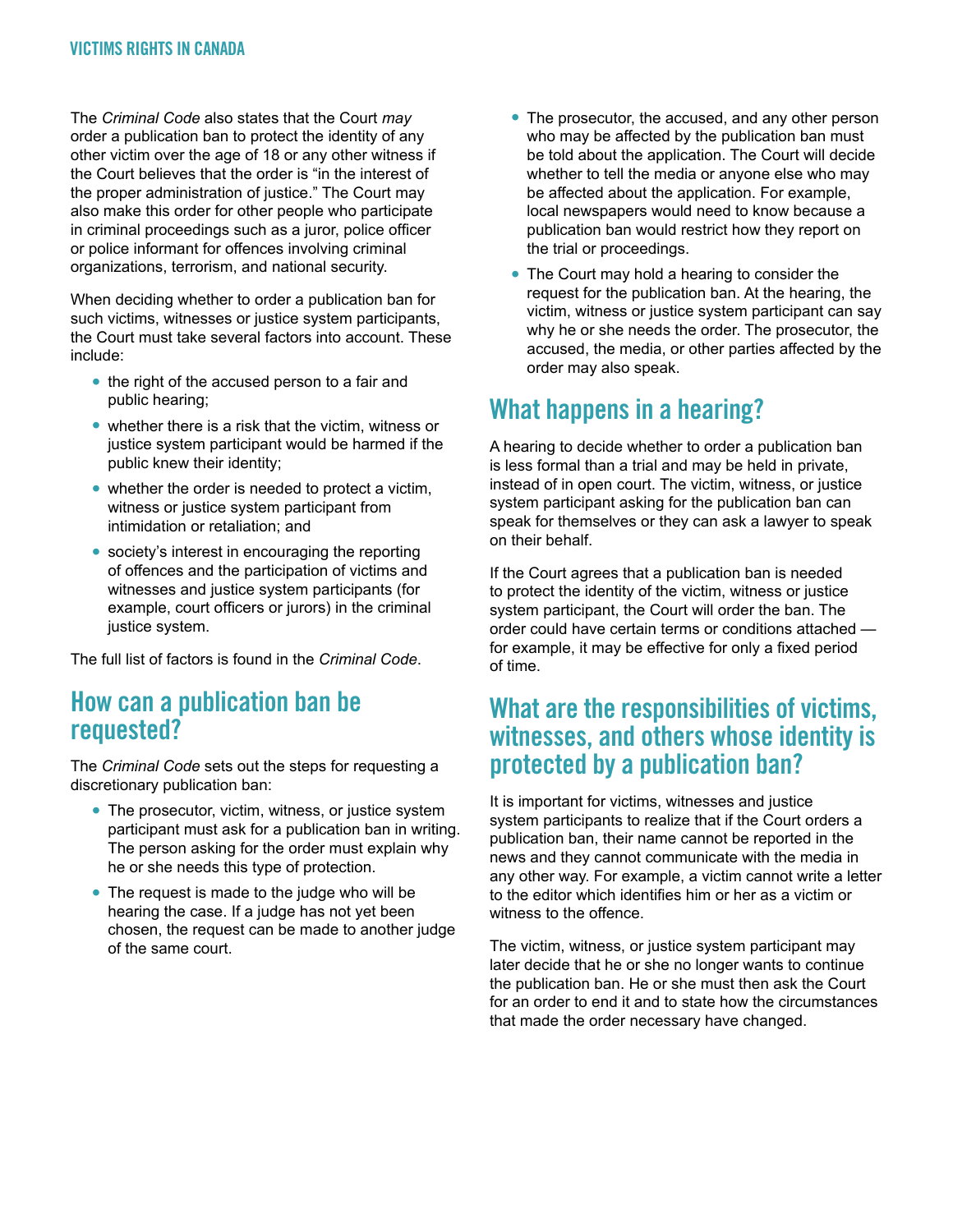The *Criminal Code* also states that the Court *may* order a publication ban to protect the identity of any other victim over the age of 18 or any other witness if the Court believes that the order is "in the interest of the proper administration of justice." The Court may also make this order for other people who participate in criminal proceedings such as a juror, police officer or police informant for offences involving criminal organizations, terrorism, and national security.

When deciding whether to order a publication ban for such victims, witnesses or justice system participants, the Court must take several factors into account. These include:

- the right of the accused person to a fair and public hearing;
- whether there is a risk that the victim, witness or justice system participant would be harmed if the public knew their identity;
- whether the order is needed to protect a victim, witness or justice system participant from intimidation or retaliation; and
- society's interest in encouraging the reporting of offences and the participation of victims and witnesses and justice system participants (for example, court officers or jurors) in the criminal justice system.

The full list of factors is found in the *Criminal Code*.

## How can a publication ban be requested?

The *Criminal Code* sets out the steps for requesting a discretionary publication ban:

- The prosecutor, victim, witness, or justice system participant must ask for a publication ban in writing. The person asking for the order must explain why he or she needs this type of protection.
- The request is made to the judge who will be hearing the case. If a judge has not yet been chosen, the request can be made to another judge of the same court.
- The prosecutor, the accused, and any other person who may be affected by the publication ban must be told about the application. The Court will decide whether to tell the media or anyone else who may be affected about the application. For example, local newspapers would need to know because a publication ban would restrict how they report on the trial or proceedings.
- The Court may hold a hearing to consider the request for the publication ban. At the hearing, the victim, witness or justice system participant can say why he or she needs the order. The prosecutor, the accused, the media, or other parties affected by the order may also speak.

## What happens in a hearing?

A hearing to decide whether to order a publication ban is less formal than a trial and may be held in private, instead of in open court. The victim, witness, or justice system participant asking for the publication ban can speak for themselves or they can ask a lawyer to speak on their behalf.

If the Court agrees that a publication ban is needed to protect the identity of the victim, witness or justice system participant, the Court will order the ban. The order could have certain terms or conditions attached — for example, it may be effective for only a fixed period of time.

## What are the responsibilities of victims, witnesses, and others whose identity is protected by a publication ban?

It is important for victims, witnesses and justice system participants to realize that if the Court orders a publication ban, their name cannot be reported in the news and they cannot communicate with the media in any other way. For example, a victim cannot write a letter to the editor which identifies him or her as a victim or witness to the offence.

The victim, witness, or justice system participant may later decide that he or she no longer wants to continue the publication ban. He or she must then ask the Court for an order to end it and to state how the circumstances that made the order necessary have changed.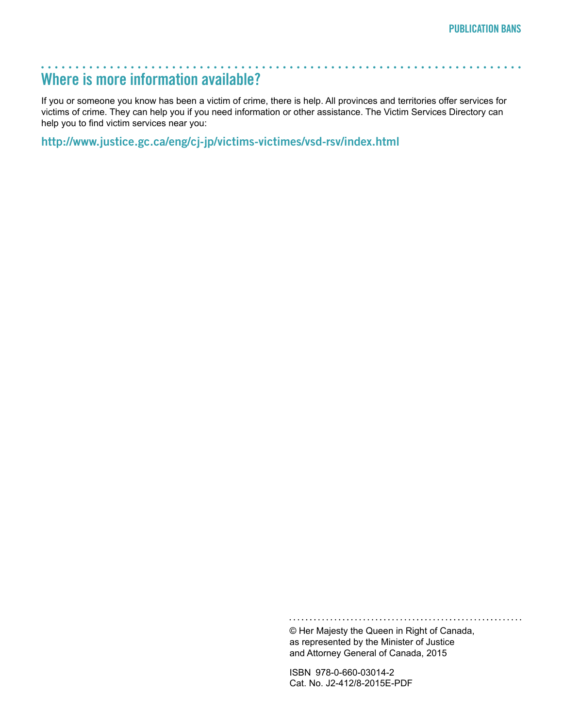## Where is more information available?

If you or someone you know has been a victim of crime, there is help. All provinces and territories offer services for victims of crime. They can help you if you need information or other assistance. The Victim Services Directory can help you to find victim services near you:

**http://www.justice.gc.ca/eng/cj-jp/victims-victimes/vsd-rsv/index.html**

© Her Majesty the Queen in Right of Canada,
as represented by the Minister of Justice
and Attorney General of Canada, 2015

ISBN 978-0-660-03014-2
Cat. No. J2-412/8-2015E-PDF